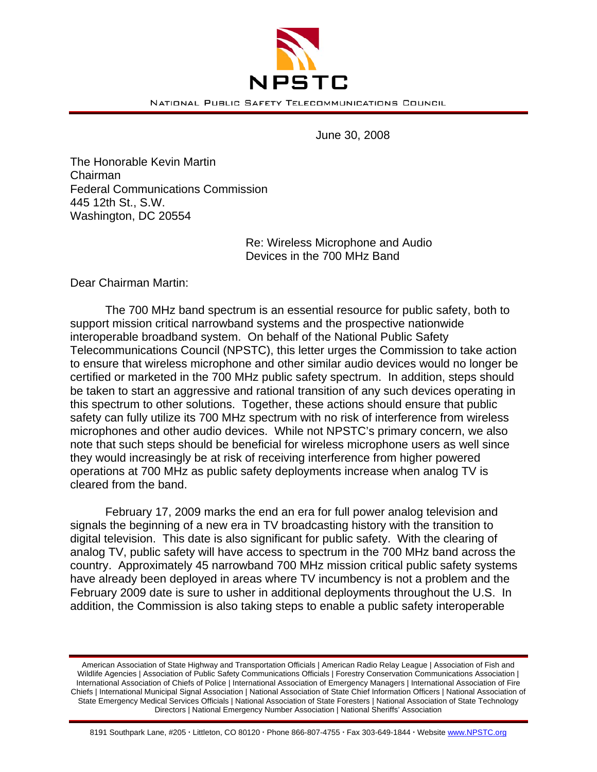# NPSTC

NATIONAL PUBLIC SAFETY TELECOMMUNICATIONS COUNCIL

June 30, 2008

The Honorable Kevin Martin
Chairman
Federal Communications Commission
445 12th St., S.W.
Washington, DC 20554

Re: Wireless Microphone and Audio Devices in the 700 MHz Band

Dear Chairman Martin:

The 700 MHz band spectrum is an essential resource for public safety, both to support mission critical narrowband systems and the prospective nationwide interoperable broadband system. On behalf of the National Public Safety Telecommunications Council (NPSTC), this letter urges the Commission to take action to ensure that wireless microphone and other similar audio devices would no longer be certified or marketed in the 700 MHz public safety spectrum. In addition, steps should be taken to start an aggressive and rational transition of any such devices operating in this spectrum to other solutions. Together, these actions should ensure that public safety can fully utilize its 700 MHz spectrum with no risk of interference from wireless microphones and other audio devices. While not NPSTC's primary concern, we also note that such steps should be beneficial for wireless microphone users as well since they would increasingly be at risk of receiving interference from higher powered operations at 700 MHz as public safety deployments increase when analog TV is cleared from the band.

February 17, 2009 marks the end an era for full power analog television and signals the beginning of a new era in TV broadcasting history with the transition to digital television. This date is also significant for public safety. With the clearing of analog TV, public safety will have access to spectrum in the 700 MHz band across the country. Approximately 45 narrowband 700 MHz mission critical public safety systems have already been deployed in areas where TV incumbency is not a problem and the February 2009 date is sure to usher in additional deployments throughout the U.S. In addition, the Commission is also taking steps to enable a public safety interoperable

American Association of State Highway and Transportation Officials | American Radio Relay League | Association of Fish and Wildlife Agencies | Association of Public Safety Communications Officials | Forestry Conservation Communications Association | International Association of Chiefs of Police | International Association of Emergency Managers | International Association of Fire Chiefs | International Municipal Signal Association | National Association of State Chief Information Officers | National Association of State Emergency Medical Services Officials | National Association of State Foresters | National Association of State Technology Directors | National Emergency Number Association | National Sheriffs' Association

8191 Southpark Lane, #205 · Littleton, CO 80120 · Phone 866-807-4755 · Fax 303-649-1844 · Website www.NPSTC.org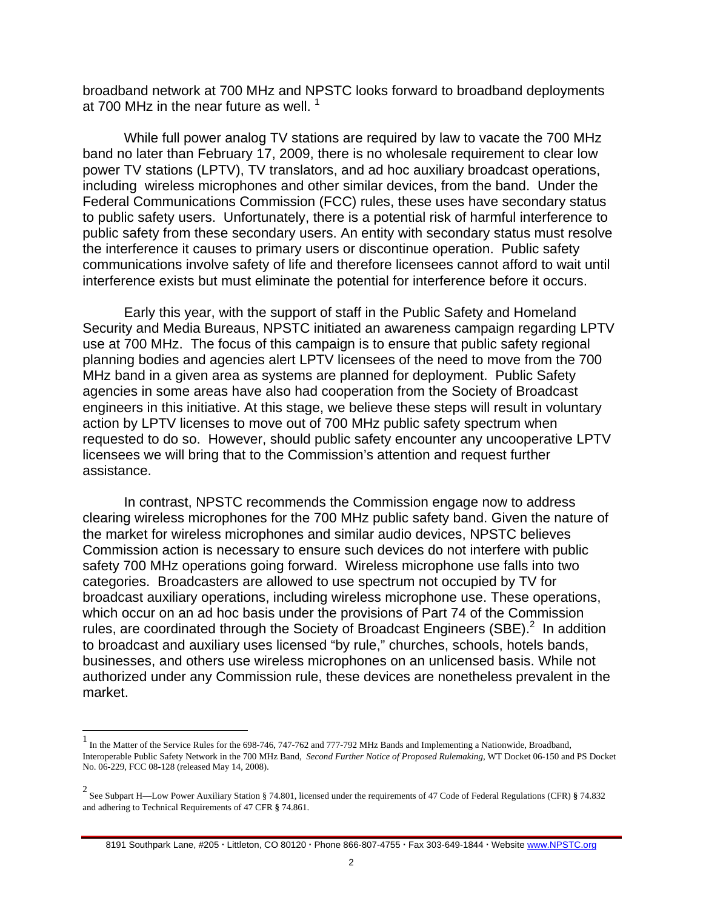broadband network at 700 MHz and NPSTC looks forward to broadband deployments at 700 MHz in the near future as well. [1]

While full power analog TV stations are required by law to vacate the 700 MHz band no later than February 17, 2009, there is no wholesale requirement to clear low power TV stations (LPTV), TV translators, and ad hoc auxiliary broadcast operations, including wireless microphones and other similar devices, from the band. Under the Federal Communications Commission (FCC) rules, these uses have secondary status to public safety users. Unfortunately, there is a potential risk of harmful interference to public safety from these secondary users. An entity with secondary status must resolve the interference it causes to primary users or discontinue operation. Public safety communications involve safety of life and therefore licensees cannot afford to wait until interference exists but must eliminate the potential for interference before it occurs.

Early this year, with the support of staff in the Public Safety and Homeland Security and Media Bureaus, NPSTC initiated an awareness campaign regarding LPTV use at 700 MHz. The focus of this campaign is to ensure that public safety regional planning bodies and agencies alert LPTV licensees of the need to move from the 700 MHz band in a given area as systems are planned for deployment. Public Safety agencies in some areas have also had cooperation from the Society of Broadcast engineers in this initiative. At this stage, we believe these steps will result in voluntary action by LPTV licenses to move out of 700 MHz public safety spectrum when requested to do so. However, should public safety encounter any uncooperative LPTV licensees we will bring that to the Commission's attention and request further assistance.

In contrast, NPSTC recommends the Commission engage now to address clearing wireless microphones for the 700 MHz public safety band. Given the nature of the market for wireless microphones and similar audio devices, NPSTC believes Commission action is necessary to ensure such devices do not interfere with public safety 700 MHz operations going forward. Wireless microphone use falls into two categories. Broadcasters are allowed to use spectrum not occupied by TV for broadcast auxiliary operations, including wireless microphone use. These operations, which occur on an ad hoc basis under the provisions of Part 74 of the Commission rules, are coordinated through the Society of Broadcast Engineers (SBE).[2] In addition to broadcast and auxiliary uses licensed "by rule," churches, schools, hotels bands, businesses, and others use wireless microphones on an unlicensed basis. While not authorized under any Commission rule, these devices are nonetheless prevalent in the market.

---

[1] In the Matter of the Service Rules for the 698-746, 747-762 and 777-792 MHz Bands and Implementing a Nationwide, Broadband, Interoperable Public Safety Network in the 700 MHz Band, *Second Further Notice of Proposed Rulemaking*, WT Docket 06-150 and PS Docket No. 06-229, FCC 08-128 (released May 14, 2008).

[2] See Subpart H—Low Power Auxiliary Station § 74.801, licensed under the requirements of 47 Code of Federal Regulations (CFR) **§** 74.832 and adhering to Technical Requirements of 47 CFR **§** 74.861.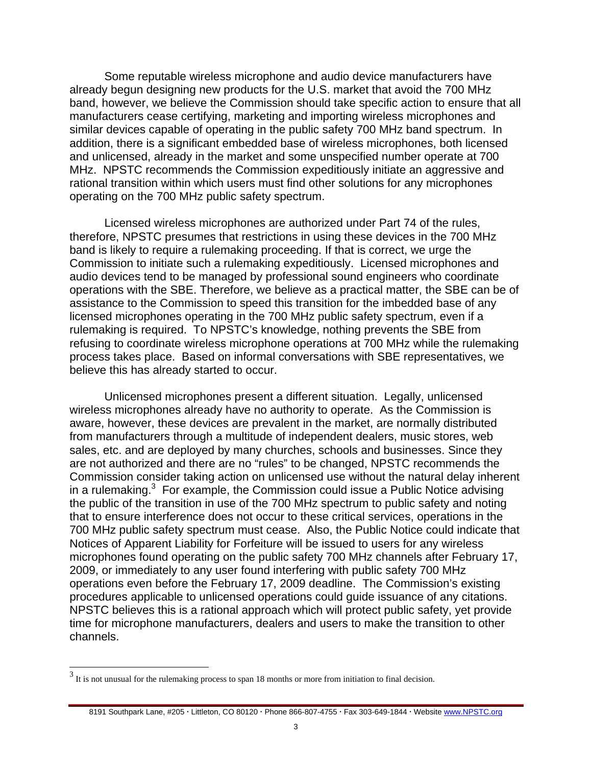Some reputable wireless microphone and audio device manufacturers have already begun designing new products for the U.S. market that avoid the 700 MHz band, however, we believe the Commission should take specific action to ensure that all manufacturers cease certifying, marketing and importing wireless microphones and similar devices capable of operating in the public safety 700 MHz band spectrum. In addition, there is a significant embedded base of wireless microphones, both licensed and unlicensed, already in the market and some unspecified number operate at 700 MHz. NPSTC recommends the Commission expeditiously initiate an aggressive and rational transition within which users must find other solutions for any microphones operating on the 700 MHz public safety spectrum.

Licensed wireless microphones are authorized under Part 74 of the rules, therefore, NPSTC presumes that restrictions in using these devices in the 700 MHz band is likely to require a rulemaking proceeding. If that is correct, we urge the Commission to initiate such a rulemaking expeditiously. Licensed microphones and audio devices tend to be managed by professional sound engineers who coordinate operations with the SBE. Therefore, we believe as a practical matter, the SBE can be of assistance to the Commission to speed this transition for the imbedded base of any licensed microphones operating in the 700 MHz public safety spectrum, even if a rulemaking is required. To NPSTC's knowledge, nothing prevents the SBE from refusing to coordinate wireless microphone operations at 700 MHz while the rulemaking process takes place. Based on informal conversations with SBE representatives, we believe this has already started to occur.

Unlicensed microphones present a different situation. Legally, unlicensed wireless microphones already have no authority to operate. As the Commission is aware, however, these devices are prevalent in the market, are normally distributed from manufacturers through a multitude of independent dealers, music stores, web sales, etc. and are deployed by many churches, schools and businesses. Since they are not authorized and there are no "rules" to be changed, NPSTC recommends the Commission consider taking action on unlicensed use without the natural delay inherent in a rulemaking.[3] For example, the Commission could issue a Public Notice advising the public of the transition in use of the 700 MHz spectrum to public safety and noting that to ensure interference does not occur to these critical services, operations in the 700 MHz public safety spectrum must cease. Also, the Public Notice could indicate that Notices of Apparent Liability for Forfeiture will be issued to users for any wireless microphones found operating on the public safety 700 MHz channels after February 17, 2009, or immediately to any user found interfering with public safety 700 MHz operations even before the February 17, 2009 deadline. The Commission's existing procedures applicable to unlicensed operations could guide issuance of any citations. NPSTC believes this is a rational approach which will protect public safety, yet provide time for microphone manufacturers, dealers and users to make the transition to other channels.

---

[3] It is not unusual for the rulemaking process to span 18 months or more from initiation to final decision.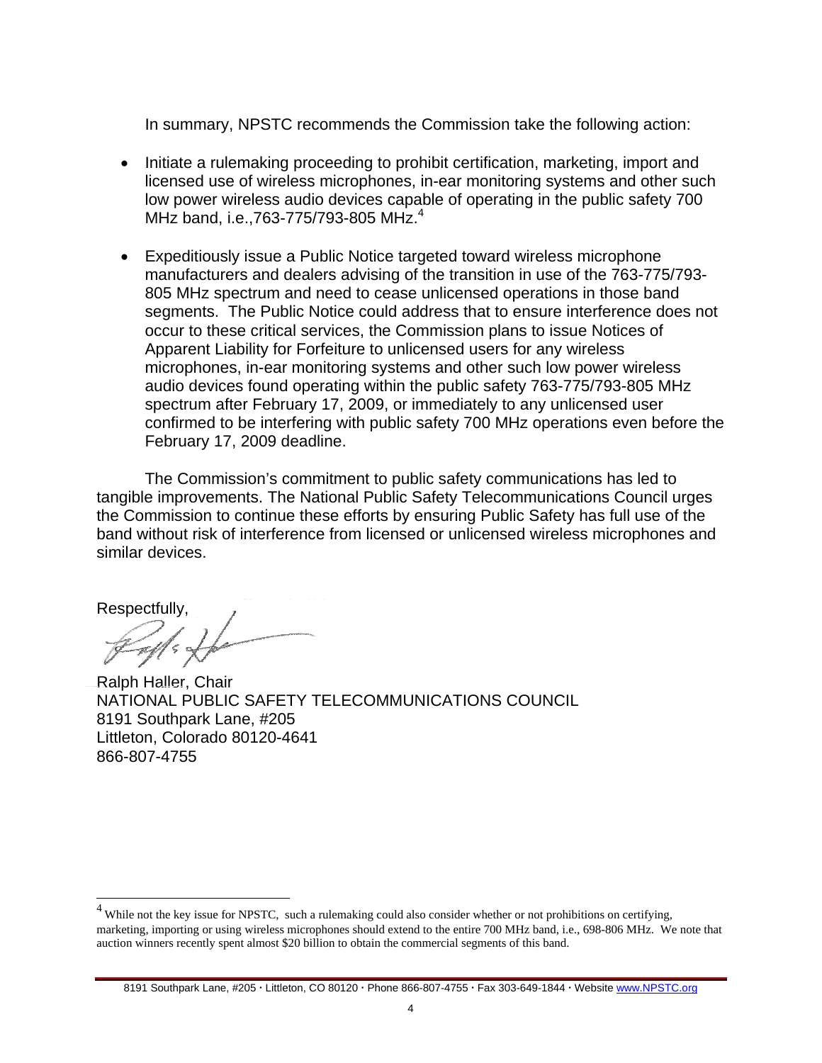In summary, NPSTC recommends the Commission take the following action:

- Initiate a rulemaking proceeding to prohibit certification, marketing, import and licensed use of wireless microphones, in-ear monitoring systems and other such low power wireless audio devices capable of operating in the public safety 700 MHz band, i.e.,763-775/793-805 MHz.[4]

- Expeditiously issue a Public Notice targeted toward wireless microphone manufacturers and dealers advising of the transition in use of the 763-775/793-805 MHz spectrum and need to cease unlicensed operations in those band segments. The Public Notice could address that to ensure interference does not occur to these critical services, the Commission plans to issue Notices of Apparent Liability for Forfeiture to unlicensed users for any wireless microphones, in-ear monitoring systems and other such low power wireless audio devices found operating within the public safety 763-775/793-805 MHz spectrum after February 17, 2009, or immediately to any unlicensed user confirmed to be interfering with public safety 700 MHz operations even before the February 17, 2009 deadline.

The Commission's commitment to public safety communications has led to tangible improvements. The National Public Safety Telecommunications Council urges the Commission to continue these efforts by ensuring Public Safety has full use of the band without risk of interference from licensed or unlicensed wireless microphones and similar devices.

Respectfully,

Ralph Haller, Chair
NATIONAL PUBLIC SAFETY TELECOMMUNICATIONS COUNCIL
8191 Southpark Lane, #205
Littleton, Colorado 80120-4641
866-807-4755

[4] While not the key issue for NPSTC, such a rulemaking could also consider whether or not prohibitions on certifying, marketing, importing or using wireless microphones should extend to the entire 700 MHz band, i.e., 698-806 MHz. We note that auction winners recently spent almost $20 billion to obtain the commercial segments of this band.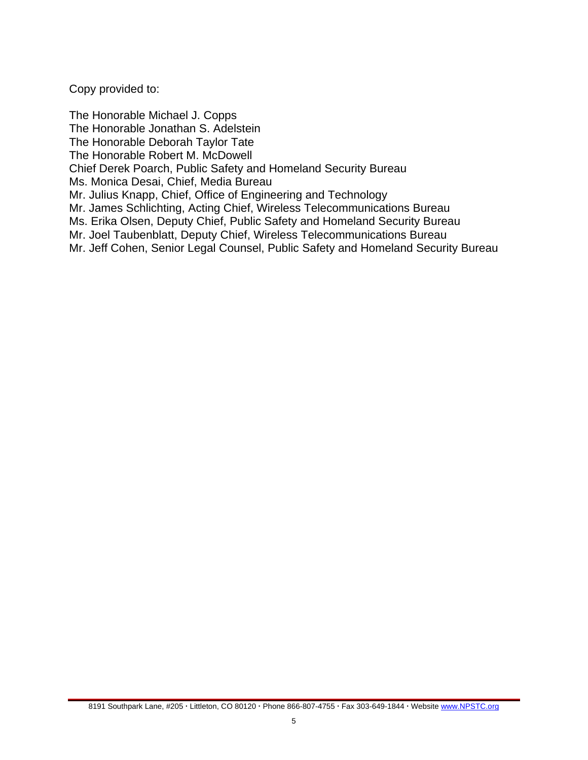Copy provided to:

The Honorable Michael J. Copps
The Honorable Jonathan S. Adelstein
The Honorable Deborah Taylor Tate
The Honorable Robert M. McDowell
Chief Derek Poarch, Public Safety and Homeland Security Bureau
Ms. Monica Desai, Chief, Media Bureau
Mr. Julius Knapp, Chief, Office of Engineering and Technology
Mr. James Schlichting, Acting Chief, Wireless Telecommunications Bureau
Ms. Erika Olsen, Deputy Chief, Public Safety and Homeland Security Bureau
Mr. Joel Taubenblatt, Deputy Chief, Wireless Telecommunications Bureau
Mr. Jeff Cohen, Senior Legal Counsel, Public Safety and Homeland Security Bureau